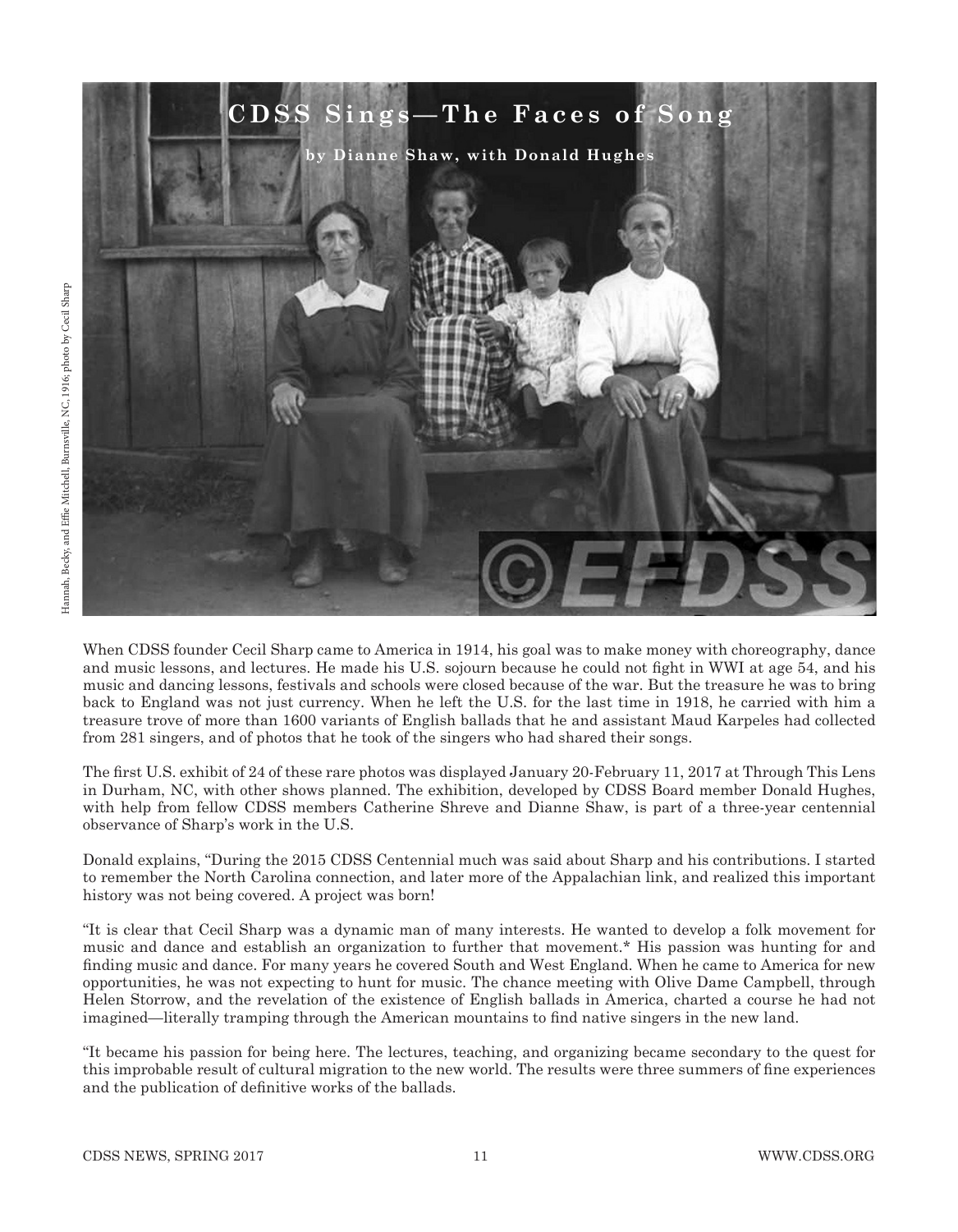# CDSS Sings—The Faces of Song

**by Dianne Shaw, with Donald Hughes**

Hannah, Becky, and Effie Mitchell, Burnsville, NC, 1916; photo by Cecil Sharp

When CDSS founder Cecil Sharp came to America in 1914, his goal was to make money with choreography, dance and music lessons, and lectures. He made his U.S. sojourn because he could not fight in WWI at age 54, and his music and dancing lessons, festivals and schools were closed because of the war. But the treasure he was to bring back to England was not just currency. When he left the U.S. for the last time in 1918, he carried with him a treasure trove of more than 1600 variants of English ballads that he and assistant Maud Karpeles had collected from 281 singers, and of photos that he took of the singers who had shared their songs.

The first U.S. exhibit of 24 of these rare photos was displayed January 20-February 11, 2017 at Through This Lens in Durham, NC, with other shows planned. The exhibition, developed by CDSS Board member Donald Hughes, with help from fellow CDSS members Catherine Shreve and Dianne Shaw, is part of a three-year centennial observance of Sharp's work in the U.S.

Donald explains, "During the 2015 CDSS Centennial much was said about Sharp and his contributions. I started to remember the North Carolina connection, and later more of the Appalachian link, and realized this important history was not being covered. A project was born!

"It is clear that Cecil Sharp was a dynamic man of many interests. He wanted to develop a folk movement for music and dance and establish an organization to further that movement.* His passion was hunting for and finding music and dance. For many years he covered South and West England. When he came to America for new opportunities, he was not expecting to hunt for music. The chance meeting with Olive Dame Campbell, through Helen Storrow, and the revelation of the existence of English ballads in America, charted a course he had not imagined—literally tramping through the American mountains to find native singers in the new land.

"It became his passion for being here. The lectures, teaching, and organizing became secondary to the quest for this improbable result of cultural migration to the new world. The results were three summers of fine experiences and the publication of definitive works of the ballads.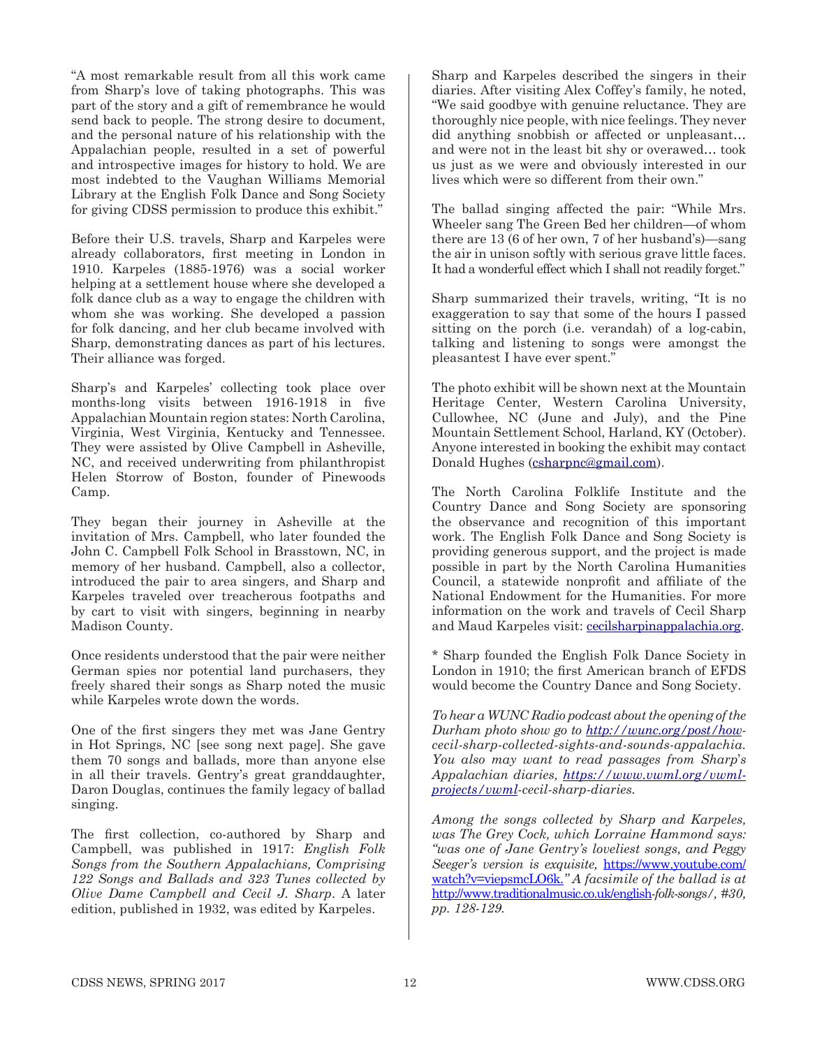"A most remarkable result from all this work came from Sharp's love of taking photographs. This was part of the story and a gift of remembrance he would send back to people. The strong desire to document, and the personal nature of his relationship with the Appalachian people, resulted in a set of powerful and introspective images for history to hold. We are most indebted to the Vaughan Williams Memorial Library at the English Folk Dance and Song Society for giving CDSS permission to produce this exhibit."

Before their U.S. travels, Sharp and Karpeles were already collaborators, first meeting in London in 1910. Karpeles (1885-1976) was a social worker helping at a settlement house where she developed a folk dance club as a way to engage the children with whom she was working. She developed a passion for folk dancing, and her club became involved with Sharp, demonstrating dances as part of his lectures. Their alliance was forged.

Sharp's and Karpeles' collecting took place over months-long visits between 1916-1918 in five Appalachian Mountain region states: North Carolina, Virginia, West Virginia, Kentucky and Tennessee. They were assisted by Olive Campbell in Asheville, NC, and received underwriting from philanthropist Helen Storrow of Boston, founder of Pinewoods Camp.

They began their journey in Asheville at the invitation of Mrs. Campbell, who later founded the John C. Campbell Folk School in Brasstown, NC, in memory of her husband. Campbell, also a collector, introduced the pair to area singers, and Sharp and Karpeles traveled over treacherous footpaths and by cart to visit with singers, beginning in nearby Madison County.

Once residents understood that the pair were neither German spies nor potential land purchasers, they freely shared their songs as Sharp noted the music while Karpeles wrote down the words.

One of the first singers they met was Jane Gentry in Hot Springs, NC [see song next page]. She gave them 70 songs and ballads, more than anyone else in all their travels. Gentry's great granddaughter, Daron Douglas, continues the family legacy of ballad singing.

The first collection, co-authored by Sharp and Campbell, was published in 1917: *English Folk Songs from the Southern Appalachians, Comprising 122 Songs and Ballads and 323 Tunes collected by Olive Dame Campbell and Cecil J. Sharp*. A later edition, published in 1932, was edited by Karpeles.

Sharp and Karpeles described the singers in their diaries. After visiting Alex Coffey's family, he noted, "We said goodbye with genuine reluctance. They are thoroughly nice people, with nice feelings. They never did anything snobbish or affected or unpleasant… and were not in the least bit shy or overawed… took us just as we were and obviously interested in our lives which were so different from their own."

The ballad singing affected the pair: "While Mrs. Wheeler sang The Green Bed her children—of whom there are 13 (6 of her own, 7 of her husband's)—sang the air in unison softly with serious grave little faces. It had a wonderful effect which I shall not readily forget."

Sharp summarized their travels, writing, "It is no exaggeration to say that some of the hours I passed sitting on the porch (i.e. verandah) of a log-cabin, talking and listening to songs were amongst the pleasantest I have ever spent."

The photo exhibit will be shown next at the Mountain Heritage Center, Western Carolina University, Cullowhee, NC (June and July), and the Pine Mountain Settlement School, Harland, KY (October). Anyone interested in booking the exhibit may contact Donald Hughes (csharpnc@gmail.com).

The North Carolina Folklife Institute and the Country Dance and Song Society are sponsoring the observance and recognition of this important work. The English Folk Dance and Song Society is providing generous support, and the project is made possible in part by the North Carolina Humanities Council, a statewide nonprofit and affiliate of the National Endowment for the Humanities. For more information on the work and travels of Cecil Sharp and Maud Karpeles visit: cecilsharpinappalachia.org.

* Sharp founded the English Folk Dance Society in London in 1910; the first American branch of EFDS would become the Country Dance and Song Society.

*To hear a WUNC Radio podcast about the opening of the Durham photo show go to http://wunc.org/post/how-cecil-sharp-collected-sights-and-sounds-appalachia. You also may want to read passages from Sharp's Appalachian diaries, https://www.vwml.org/vwml-projects/vwml-cecil-sharp-diaries.*

*Among the songs collected by Sharp and Karpeles, was The Grey Cock, which Lorraine Hammond says: "was one of Jane Gentry's loveliest songs, and Peggy Seeger's version is exquisite,* https://www.youtube.com/watch?v=viepsmcLO6k.*" A facsimile of the ballad is at* http://www.traditionalmusic.co.uk/english-folk-songs/*, #30, pp. 128-129.*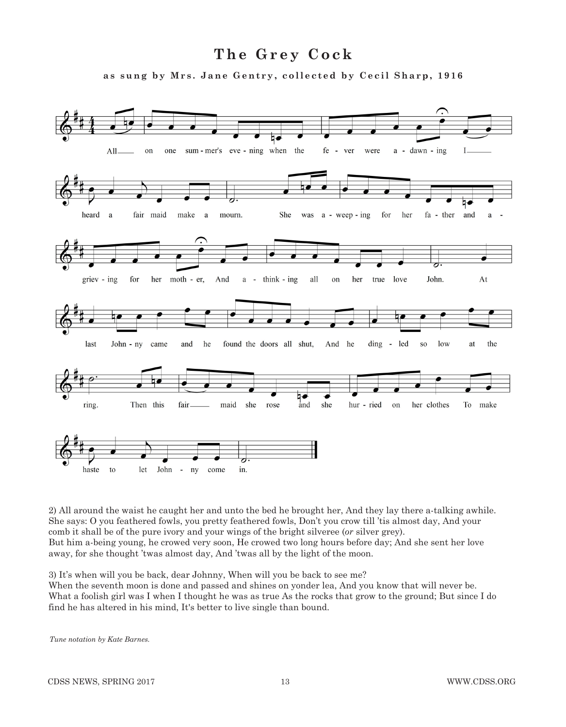# The Grey Cock

**as sung by Mrs. Jane Gentry, collected by Cecil Sharp, 1916**

All on one summer's evening when the fever were a-dawning I heard a fair maid make a mourn. She was a-weeping for her father and a-grieving for her mother, And a-thinking all on her true love John. At last Johnny came and he found the doors all shut, And he dingled so low at the ring. Then this fair maid she rose and she hurried on her clothes To make haste to let Johnny come in.

2) All around the waist he caught her and unto the bed he brought her, And they lay there a-talking awhile. She says: O you feathered fowls, you pretty feathered fowls, Don't you crow till 'tis almost day, And your comb it shall be of the pure ivory and your wings of the bright silveree (*or* silver grey). But him a-being young, he crowed very soon, He crowed two long hours before day; And she sent her love away, for she thought 'twas almost day, And 'twas all by the light of the moon.

3) It's when will you be back, dear Johnny, When will you be back to see me? When the seventh moon is done and passed and shines on yonder lea, And you know that will never be. What a foolish girl was I when I thought he was as true As the rocks that grow to the ground; But since I do find he has altered in his mind, It's better to live single than bound.

*Tune notation by Kate Barnes.*